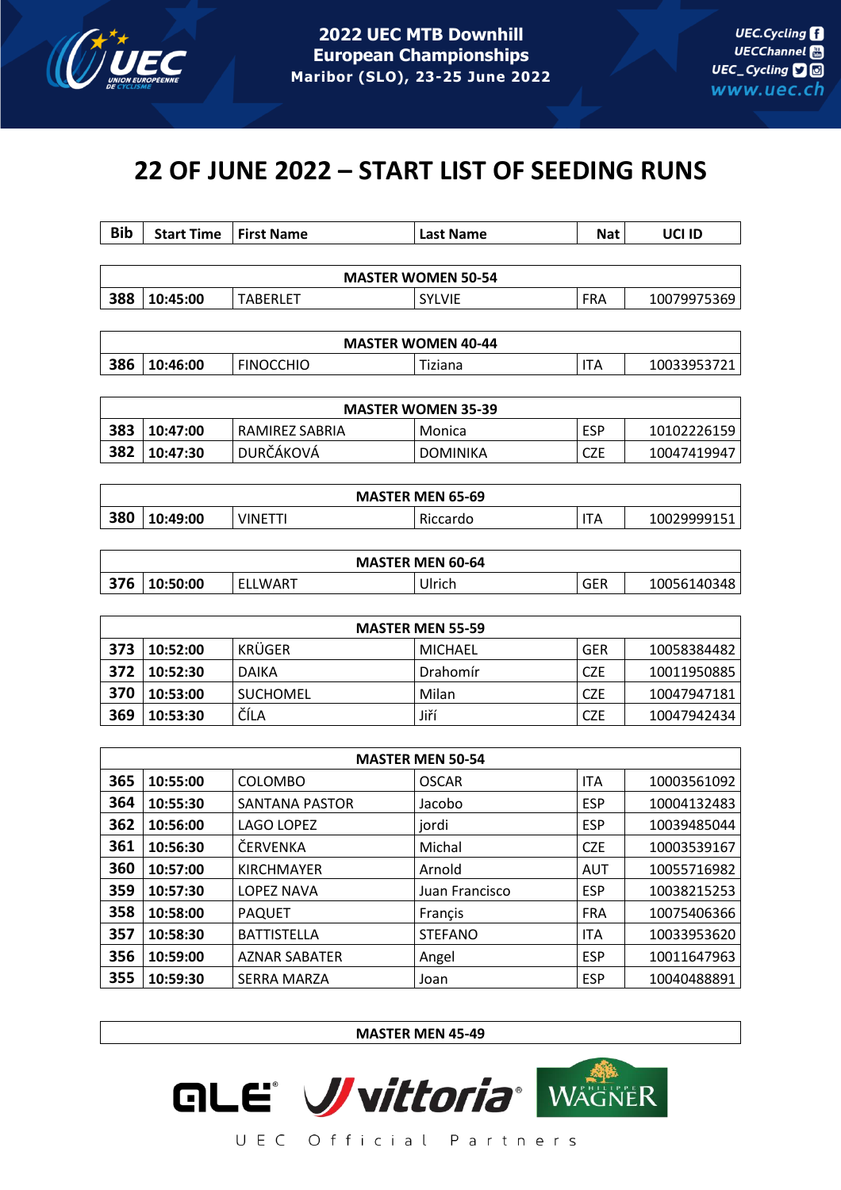2022 UEC MTB Downhill European Championships
Maribor (SLO), 23-25 June 2022

# 22 OF JUNE 2022 – START LIST OF SEEDING RUNS

| Bib | Start Time | First Name | Last Name | Nat | UCI ID |
|---|---|---|---|---|---|
| **MASTER WOMEN 50-54** | | | | | |
| **388** | **10:45:00** | TABERLET | SYLVIE | FRA | 10079975369 |
| **MASTER WOMEN 40-44** | | | | | |
| **386** | **10:46:00** | FINOCCHIO | Tiziana | ITA | 10033953721 |
| **MASTER WOMEN 35-39** | | | | | |
| **383** | **10:47:00** | RAMIREZ SABRIA | Monica | ESP | 10102226159 |
| **382** | **10:47:30** | DURČÁKOVÁ | DOMINIKA | CZE | 10047419947 |
| **MASTER MEN 65-69** | | | | | |
| **380** | **10:49:00** | VINETTI | Riccardo | ITA | 10029999151 |
| **MASTER MEN 60-64** | | | | | |
| **376** | **10:50:00** | ELLWART | Ulrich | GER | 10056140348 |
| **MASTER MEN 55-59** | | | | | |
| **373** | **10:52:00** | KRÜGER | MICHAEL | GER | 10058384482 |
| **372** | **10:52:30** | DAIKA | Drahomír | CZE | 10011950885 |
| **370** | **10:53:00** | SUCHOMEL | Milan | CZE | 10047947181 |
| **369** | **10:53:30** | ČÍLA | Jiří | CZE | 10047942434 |
| **MASTER MEN 50-54** | | | | | |
| **365** | **10:55:00** | COLOMBO | OSCAR | ITA | 10003561092 |
| **364** | **10:55:30** | SANTANA PASTOR | Jacobo | ESP | 10004132483 |
| **362** | **10:56:00** | LAGO LOPEZ | jordi | ESP | 10039485044 |
| **361** | **10:56:30** | ČERVENKA | Michal | CZE | 10003539167 |
| **360** | **10:57:00** | KIRCHMAYER | Arnold | AUT | 10055716982 |
| **359** | **10:57:30** | LOPEZ NAVA | Juan Francisco | ESP | 10038215253 |
| **358** | **10:58:00** | PAQUET | Françis | FRA | 10075406366 |
| **357** | **10:58:30** | BATTISTELLA | STEFANO | ITA | 10033953620 |
| **356** | **10:59:00** | AZNAR SABATER | Angel | ESP | 10011647963 |
| **355** | **10:59:30** | SERRA MARZA | Joan | ESP | 10040488891 |
| **MASTER MEN 45-49** | | | | | |

UEC Official Partners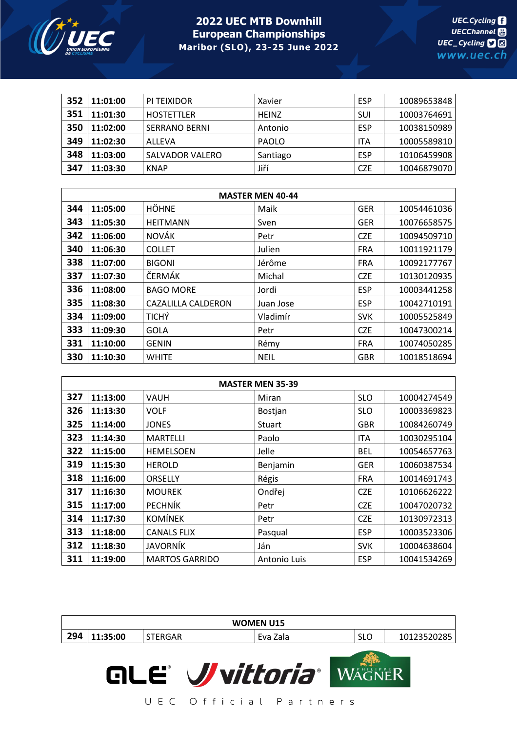# 2022 UEC MTB Downhill European Championships

Maribor (SLO), 23-25 June 2022

| | | | | | |
|---|---|---|---|---|---|
| 352 | 11:01:00 | PI TEIXIDOR | Xavier | ESP | 10089653848 |
| 351 | 11:01:30 | HOSTETTLER | HEINZ | SUI | 10003764691 |
| 350 | 11:02:00 | SERRANO BERNI | Antonio | ESP | 10038150989 |
| 349 | 11:02:30 | ALLEVA | PAOLO | ITA | 10005589810 |
| 348 | 11:03:00 | SALVADOR VALERO | Santiago | ESP | 10106459908 |
| 347 | 11:03:30 | KNAP | Jiří | CZE | 10046879070 |

| MASTER MEN 40-44 | | | | | |
|---|---|---|---|---|---|
| 344 | 11:05:00 | HÖHNE | Maik | GER | 10054461036 |
| 343 | 11:05:30 | HEITMANN | Sven | GER | 10076658575 |
| 342 | 11:06:00 | NOVÁK | Petr | CZE | 10094509710 |
| 340 | 11:06:30 | COLLET | Julien | FRA | 10011921179 |
| 338 | 11:07:00 | BIGONI | Jérôme | FRA | 10092177767 |
| 337 | 11:07:30 | ČERMÁK | Michal | CZE | 10130120935 |
| 336 | 11:08:00 | BAGO MORE | Jordi | ESP | 10003441258 |
| 335 | 11:08:30 | CAZALILLA CALDERON | Juan Jose | ESP | 10042710191 |
| 334 | 11:09:00 | TICHÝ | Vladimír | SVK | 10005525849 |
| 333 | 11:09:30 | GOLA | Petr | CZE | 10047300214 |
| 331 | 11:10:00 | GENIN | Rémy | FRA | 10074050285 |
| 330 | 11:10:30 | WHITE | NEIL | GBR | 10018518694 |

| MASTER MEN 35-39 | | | | | |
|---|---|---|---|---|---|
| 327 | 11:13:00 | VAUH | Miran | SLO | 10004274549 |
| 326 | 11:13:30 | VOLF | Bostjan | SLO | 10003369823 |
| 325 | 11:14:00 | JONES | Stuart | GBR | 10084260749 |
| 323 | 11:14:30 | MARTELLI | Paolo | ITA | 10030295104 |
| 322 | 11:15:00 | HEMELSOEN | Jelle | BEL | 10054657763 |
| 319 | 11:15:30 | HEROLD | Benjamin | GER | 10060387534 |
| 318 | 11:16:00 | ORSELLY | Régis | FRA | 10014691743 |
| 317 | 11:16:30 | MOUREK | Ondřej | CZE | 10106626222 |
| 315 | 11:17:00 | PECHNÍK | Petr | CZE | 10047020732 |
| 314 | 11:17:30 | KOMÍNEK | Petr | CZE | 10130972313 |
| 313 | 11:18:00 | CANALS FLIX | Pasqual | ESP | 10003523306 |
| 312 | 11:18:30 | JAVORNÍK | Ján | SVK | 10004638604 |
| 311 | 11:19:00 | MARTOS GARRIDO | Antonio Luis | ESP | 10041534269 |

| WOMEN U15 | | | | | |
|---|---|---|---|---|---|
| 294 | 11:35:00 | STERGAR | Eva Zala | SLO | 10123520285 |

UEC Official Partners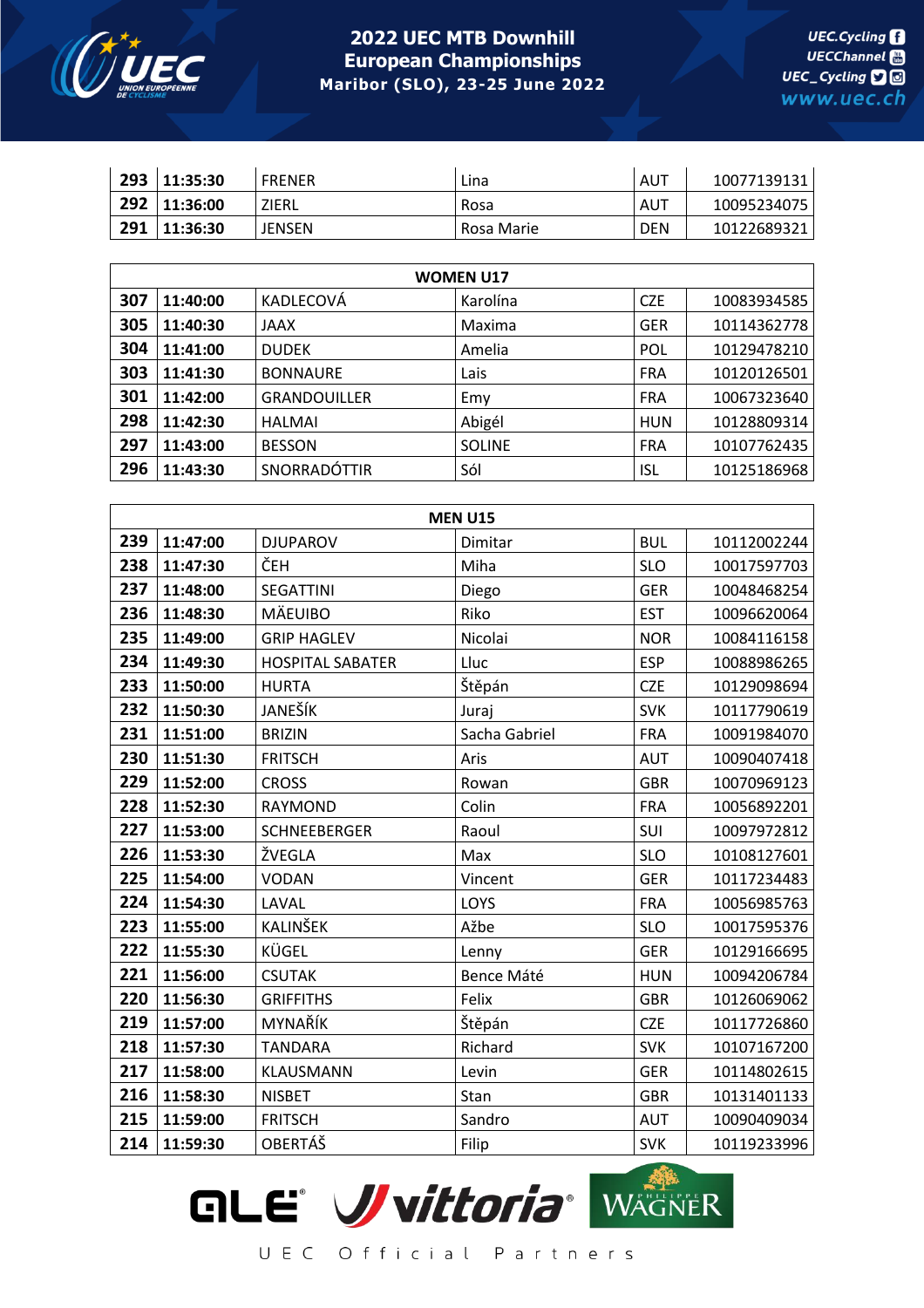| 293 | 11:35:30 | FRENER | Lina | AUT | 10077139131 |
|---|---|---|---|---|---|
| 292 | 11:36:00 | ZIERL | Rosa | AUT | 10095234075 |
| 291 | 11:36:30 | JENSEN | Rosa Marie | DEN | 10122689321 |

| WOMEN U17 | | | | | |
|---|---|---|---|---|---|
| 307 | 11:40:00 | KADLECOVÁ | Karolína | CZE | 10083934585 |
| 305 | 11:40:30 | JAAX | Maxima | GER | 10114362778 |
| 304 | 11:41:00 | DUDEK | Amelia | POL | 10129478210 |
| 303 | 11:41:30 | BONNAURE | Lais | FRA | 10120126501 |
| 301 | 11:42:00 | GRANDOUILLER | Emy | FRA | 10067323640 |
| 298 | 11:42:30 | HALMAI | Abigél | HUN | 10128809314 |
| 297 | 11:43:00 | BESSON | SOLINE | FRA | 10107762435 |
| 296 | 11:43:30 | SNORRADÓTTIR | Sól | ISL | 10125186968 |

| MEN U15 | | | | | |
|---|---|---|---|---|---|
| 239 | 11:47:00 | DJUPAROV | Dimitar | BUL | 10112002244 |
| 238 | 11:47:30 | ČEH | Miha | SLO | 10017597703 |
| 237 | 11:48:00 | SEGATTINI | Diego | GER | 10048468254 |
| 236 | 11:48:30 | MÄEUIBO | Riko | EST | 10096620064 |
| 235 | 11:49:00 | GRIP HAGLEV | Nicolai | NOR | 10084116158 |
| 234 | 11:49:30 | HOSPITAL SABATER | Lluc | ESP | 10088986265 |
| 233 | 11:50:00 | HURTA | Štěpán | CZE | 10129098694 |
| 232 | 11:50:30 | JANEŠÍK | Juraj | SVK | 10117790619 |
| 231 | 11:51:00 | BRIZIN | Sacha Gabriel | FRA | 10091984070 |
| 230 | 11:51:30 | FRITSCH | Aris | AUT | 10090407418 |
| 229 | 11:52:00 | CROSS | Rowan | GBR | 10070969123 |
| 228 | 11:52:30 | RAYMOND | Colin | FRA | 10056892201 |
| 227 | 11:53:00 | SCHNEEBERGER | Raoul | SUI | 10097972812 |
| 226 | 11:53:30 | ŽVEGLA | Max | SLO | 10108127601 |
| 225 | 11:54:00 | VODAN | Vincent | GER | 10117234483 |
| 224 | 11:54:30 | LAVAL | LOYS | FRA | 10056985763 |
| 223 | 11:55:00 | KALINŠEK | Ažbe | SLO | 10017595376 |
| 222 | 11:55:30 | KÜGEL | Lenny | GER | 10129166695 |
| 221 | 11:56:00 | CSUTAK | Bence Máté | HUN | 10094206784 |
| 220 | 11:56:30 | GRIFFITHS | Felix | GBR | 10126069062 |
| 219 | 11:57:00 | MYNAŘÍK | Štěpán | CZE | 10117726860 |
| 218 | 11:57:30 | TANDARA | Richard | SVK | 10107167200 |
| 217 | 11:58:00 | KLAUSMANN | Levin | GER | 10114802615 |
| 216 | 11:58:30 | NISBET | Stan | GBR | 10131401133 |
| 215 | 11:59:00 | FRITSCH | Sandro | AUT | 10090409034 |
| 214 | 11:59:30 | OBERTÁŠ | Filip | SVK | 10119233996 |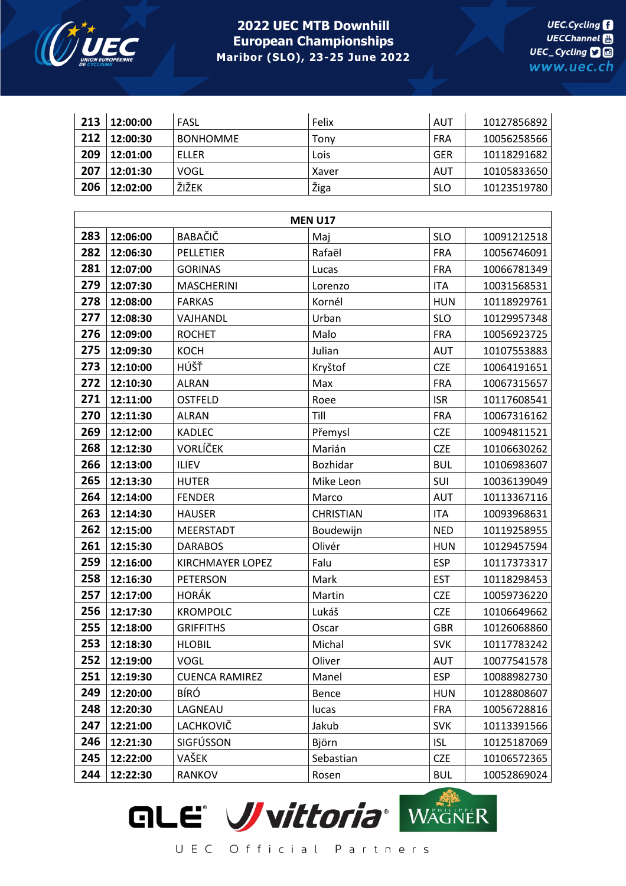| 213 | 12:00:00 | FASL | Felix | AUT | 10127856892 |
|---|---|---|---|---|---|
| 212 | 12:00:30 | BONHOMME | Tony | FRA | 10056258566 |
| 209 | 12:01:00 | ELLER | Lois | GER | 10118291682 |
| 207 | 12:01:30 | VOGL | Xaver | AUT | 10105833650 |
| 206 | 12:02:00 | ŽIŽEK | Žiga | SLO | 10123519780 |

| MEN U17 | | | | | |
|---|---|---|---|---|---|
| 283 | 12:06:00 | BABAČIČ | Maj | SLO | 10091212518 |
| 282 | 12:06:30 | PELLETIER | Rafaël | FRA | 10056746091 |
| 281 | 12:07:00 | GORINAS | Lucas | FRA | 10066781349 |
| 279 | 12:07:30 | MASCHERINI | Lorenzo | ITA | 10031568531 |
| 278 | 12:08:00 | FARKAS | Kornél | HUN | 10118929761 |
| 277 | 12:08:30 | VAJHANDL | Urban | SLO | 10129957348 |
| 276 | 12:09:00 | ROCHET | Malo | FRA | 10056923725 |
| 275 | 12:09:30 | KOCH | Julian | AUT | 10107553883 |
| 273 | 12:10:00 | HÚŠŤ | Kryštof | CZE | 10064191651 |
| 272 | 12:10:30 | ALRAN | Max | FRA | 10067315657 |
| 271 | 12:11:00 | OSTFELD | Roee | ISR | 10117608541 |
| 270 | 12:11:30 | ALRAN | Till | FRA | 10067316162 |
| 269 | 12:12:00 | KADLEC | Přemysl | CZE | 10094811521 |
| 268 | 12:12:30 | VORLÍČEK | Marián | CZE | 10106630262 |
| 266 | 12:13:00 | ILIEV | Bozhidar | BUL | 10106983607 |
| 265 | 12:13:30 | HUTER | Mike Leon | SUI | 10036139049 |
| 264 | 12:14:00 | FENDER | Marco | AUT | 10113367116 |
| 263 | 12:14:30 | HAUSER | CHRISTIAN | ITA | 10093968631 |
| 262 | 12:15:00 | MEERSTADT | Boudewijn | NED | 10119258955 |
| 261 | 12:15:30 | DARABOS | Olivér | HUN | 10129457594 |
| 259 | 12:16:00 | KIRCHMAYER LOPEZ | Falu | ESP | 10117373317 |
| 258 | 12:16:30 | PETERSON | Mark | EST | 10118298453 |
| 257 | 12:17:00 | HORÁK | Martin | CZE | 10059736220 |
| 256 | 12:17:30 | KROMPOLC | Lukáš | CZE | 10106649662 |
| 255 | 12:18:00 | GRIFFITHS | Oscar | GBR | 10126068860 |
| 253 | 12:18:30 | HLOBIL | Michal | SVK | 10117783242 |
| 252 | 12:19:00 | VOGL | Oliver | AUT | 10077541578 |
| 251 | 12:19:30 | CUENCA RAMIREZ | Manel | ESP | 10088982730 |
| 249 | 12:20:00 | BÍRÓ | Bence | HUN | 10128808607 |
| 248 | 12:20:30 | LAGNEAU | lucas | FRA | 10056728816 |
| 247 | 12:21:00 | LACHKOVIČ | Jakub | SVK | 10113391566 |
| 246 | 12:21:30 | SIGFÚSSON | Björn | ISL | 10125187069 |
| 245 | 12:22:00 | VAŠEK | Sebastian | CZE | 10106572365 |
| 244 | 12:22:30 | RANKOV | Rosen | BUL | 10052869024 |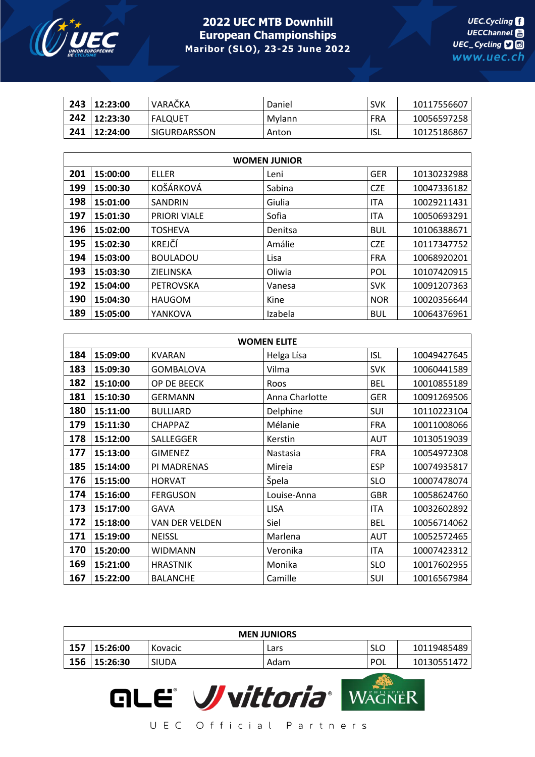| | | | | | |
|---|---|---|---|---|---|
| **243** | **12:23:00** | VARAČKA | Daniel | SVK | 10117556607 |
| **242** | **12:23:30** | FALQUET | Mylann | FRA | 10056597258 |
| **241** | **12:24:00** | SIGURÐARSSON | Anton | ISL | 10125186867 |

| **WOMEN JUNIOR** | | | | | |
|---|---|---|---|---|---|
| **201** | **15:00:00** | ELLER | Leni | GER | 10130232988 |
| **199** | **15:00:30** | KOŠÁRKOVÁ | Sabina | CZE | 10047336182 |
| **198** | **15:01:00** | SANDRIN | Giulia | ITA | 10029211431 |
| **197** | **15:01:30** | PRIORI VIALE | Sofia | ITA | 10050693291 |
| **196** | **15:02:00** | TOSHEVA | Denitsa | BUL | 10106388671 |
| **195** | **15:02:30** | KREJČÍ | Amálie | CZE | 10117347752 |
| **194** | **15:03:00** | BOULADOU | Lisa | FRA | 10068920201 |
| **193** | **15:03:30** | ZIELINSKA | Oliwia | POL | 10107420915 |
| **192** | **15:04:00** | PETROVSKA | Vanesa | SVK | 10091207363 |
| **190** | **15:04:30** | HAUGOM | Kine | NOR | 10020356644 |
| **189** | **15:05:00** | YANKOVA | Izabela | BUL | 10064376961 |

| **WOMEN ELITE** | | | | | |
|---|---|---|---|---|---|
| **184** | **15:09:00** | KVARAN | Helga Lísa | ISL | 10049427645 |
| **183** | **15:09:30** | GOMBALOVA | Vilma | SVK | 10060441589 |
| **182** | **15:10:00** | OP DE BEECK | Roos | BEL | 10010855189 |
| **181** | **15:10:30** | GERMANN | Anna Charlotte | GER | 10091269506 |
| **180** | **15:11:00** | BULLIARD | Delphine | SUI | 10110223104 |
| **179** | **15:11:30** | CHAPPAZ | Mélanie | FRA | 10011008066 |
| **178** | **15:12:00** | SALLEGGER | Kerstin | AUT | 10130519039 |
| **177** | **15:13:00** | GIMENEZ | Nastasia | FRA | 10054972308 |
| **185** | **15:14:00** | PI MADRENAS | Mireia | ESP | 10074935817 |
| **176** | **15:15:00** | HORVAT | Špela | SLO | 10007478074 |
| **174** | **15:16:00** | FERGUSON | Louise-Anna | GBR | 10058624760 |
| **173** | **15:17:00** | GAVA | LISA | ITA | 10032602892 |
| **172** | **15:18:00** | VAN DER VELDEN | Siel | BEL | 10056714062 |
| **171** | **15:19:00** | NEISSL | Marlena | AUT | 10052572465 |
| **170** | **15:20:00** | WIDMANN | Veronika | ITA | 10007423312 |
| **169** | **15:21:00** | HRASTNIK | Monika | SLO | 10017602955 |
| **167** | **15:22:00** | BALANCHE | Camille | SUI | 10016567984 |

| **MEN JUNIORS** | | | | | |
|---|---|---|---|---|---|
| **157** | **15:26:00** | Kovacic | Lars | SLO | 10119485489 |
| **156** | **15:26:30** | SIUDA | Adam | POL | 10130551472 |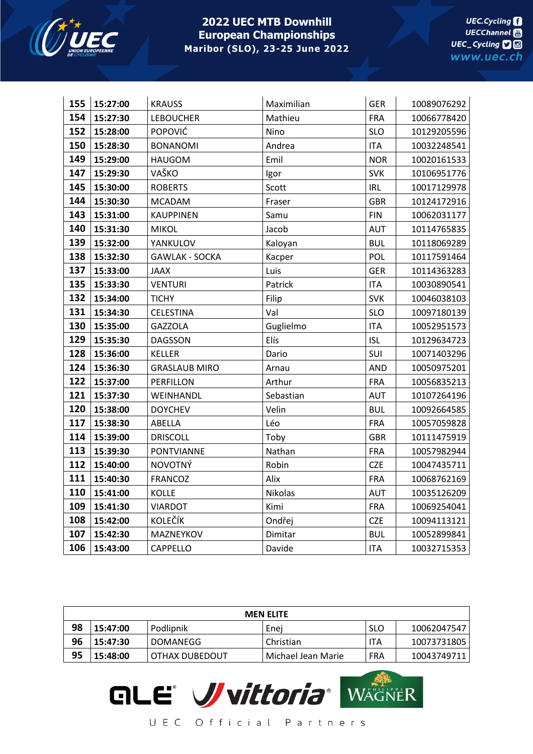| 155 | 15:27:00 | KRAUSS | Maximilian | GER | 10089076292 |
|---|---|---|---|---|---|
| 154 | 15:27:30 | LEBOUCHER | Mathieu | FRA | 10066778420 |
| 152 | 15:28:00 | POPOVIĆ | Nino | SLO | 10129205596 |
| 150 | 15:28:30 | BONANOMI | Andrea | ITA | 10032248541 |
| 149 | 15:29:00 | HAUGOM | Emil | NOR | 10020161533 |
| 147 | 15:29:30 | VAŠKO | Igor | SVK | 10106951776 |
| 145 | 15:30:00 | ROBERTS | Scott | IRL | 10017129978 |
| 144 | 15:30:30 | MCADAM | Fraser | GBR | 10124172916 |
| 143 | 15:31:00 | KAUPPINEN | Samu | FIN | 10062031177 |
| 140 | 15:31:30 | MIKOL | Jacob | AUT | 10114765835 |
| 139 | 15:32:00 | YANKULOV | Kaloyan | BUL | 10118069289 |
| 138 | 15:32:30 | GAWLAK - SOCKA | Kacper | POL | 10117591464 |
| 137 | 15:33:00 | JAAX | Luis | GER | 10114363283 |
| 135 | 15:33:30 | VENTURI | Patrick | ITA | 10030890541 |
| 132 | 15:34:00 | TICHY | Filip | SVK | 10046038103 |
| 131 | 15:34:30 | CELESTINA | Val | SLO | 10097180139 |
| 130 | 15:35:00 | GAZZOLA | Guglielmo | ITA | 10052951573 |
| 129 | 15:35:30 | DAGSSON | Elís | ISL | 10129634723 |
| 128 | 15:36:00 | KELLER | Dario | SUI | 10071403296 |
| 124 | 15:36:30 | GRASLAUB MIRO | Arnau | AND | 10050975201 |
| 122 | 15:37:00 | PERFILLON | Arthur | FRA | 10056835213 |
| 121 | 15:37:30 | WEINHANDL | Sebastian | AUT | 10107264196 |
| 120 | 15:38:00 | DOYCHEV | Velin | BUL | 10092664585 |
| 117 | 15:38:30 | ABELLA | Léo | FRA | 10057059828 |
| 114 | 15:39:00 | DRISCOLL | Toby | GBR | 10111475919 |
| 113 | 15:39:30 | PONTVIANNE | Nathan | FRA | 10057982944 |
| 112 | 15:40:00 | NOVOTNÝ | Robin | CZE | 10047435711 |
| 111 | 15:40:30 | FRANCOZ | Alix | FRA | 10068762169 |
| 110 | 15:41:00 | KOLLE | Nikolas | AUT | 10035126209 |
| 109 | 15:41:30 | VIARDOT | Kimi | FRA | 10069254041 |
| 108 | 15:42:00 | KOLEČÍK | Ondřej | CZE | 10094113121 |
| 107 | 15:42:30 | MAZNEYKOV | Dimitar | BUL | 10052899841 |
| 106 | 15:43:00 | CAPPELLO | Davide | ITA | 10032715353 |

| MEN ELITE | | | | | |
|---|---|---|---|---|---|
| 98 | 15:47:00 | Podlipnik | Enej | SLO | 10062047547 |
| 96 | 15:47:30 | DOMANEGG | Christian | ITA | 10073731805 |
| 95 | 15:48:00 | OTHAX DUBEDOUT | Michael Jean Marie | FRA | 10043749711 |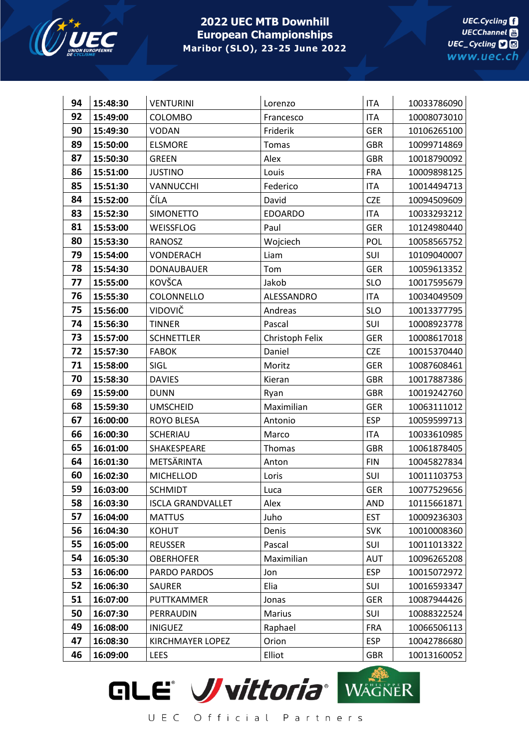# 2022 UEC MTB Downhill European Championships

Maribor (SLO), 23-25 June 2022

| | | | | | |
|---|---|---|---|---|---|
| 94 | 15:48:30 | VENTURINI | Lorenzo | ITA | 10033786090 |
| 92 | 15:49:00 | COLOMBO | Francesco | ITA | 10008073010 |
| 90 | 15:49:30 | VODAN | Friderik | GER | 10106265100 |
| 89 | 15:50:00 | ELSMORE | Tomas | GBR | 10099714869 |
| 87 | 15:50:30 | GREEN | Alex | GBR | 10018790092 |
| 86 | 15:51:00 | JUSTINO | Louis | FRA | 10009898125 |
| 85 | 15:51:30 | VANNUCCHI | Federico | ITA | 10014494713 |
| 84 | 15:52:00 | ČÍLA | David | CZE | 10094509609 |
| 83 | 15:52:30 | SIMONETTO | EDOARDO | ITA | 10033293212 |
| 81 | 15:53:00 | WEISSFLOG | Paul | GER | 10124980440 |
| 80 | 15:53:30 | RANOSZ | Wojciech | POL | 10058565752 |
| 79 | 15:54:00 | VONDERACH | Liam | SUI | 10109040007 |
| 78 | 15:54:30 | DONAUBAUER | Tom | GER | 10059613352 |
| 77 | 15:55:00 | KOVŠCA | Jakob | SLO | 10017595679 |
| 76 | 15:55:30 | COLONNELLO | ALESSANDRO | ITA | 10034049509 |
| 75 | 15:56:00 | VIDOVIČ | Andreas | SLO | 10013377795 |
| 74 | 15:56:30 | TINNER | Pascal | SUI | 10008923778 |
| 73 | 15:57:00 | SCHNETTLER | Christoph Felix | GER | 10008617018 |
| 72 | 15:57:30 | FABOK | Daniel | CZE | 10015370440 |
| 71 | 15:58:00 | SIGL | Moritz | GER | 10087608461 |
| 70 | 15:58:30 | DAVIES | Kieran | GBR | 10017887386 |
| 69 | 15:59:00 | DUNN | Ryan | GBR | 10019242760 |
| 68 | 15:59:30 | UMSCHEID | Maximilian | GER | 10063111012 |
| 67 | 16:00:00 | ROYO BLESA | Antonio | ESP | 10059599713 |
| 66 | 16:00:30 | SCHERIAU | Marco | ITA | 10033610985 |
| 65 | 16:01:00 | SHAKESPEARE | Thomas | GBR | 10061878405 |
| 64 | 16:01:30 | METSÄRINTA | Anton | FIN | 10045827834 |
| 60 | 16:02:30 | MICHELLOD | Loris | SUI | 10011103753 |
| 59 | 16:03:00 | SCHMIDT | Luca | GER | 10077529656 |
| 58 | 16:03:30 | ISCLA GRANDVALLET | Alex | AND | 10115661871 |
| 57 | 16:04:00 | MATTUS | Juho | EST | 10009236303 |
| 56 | 16:04:30 | KOHUT | Denis | SVK | 10010008360 |
| 55 | 16:05:00 | REUSSER | Pascal | SUI | 10011013322 |
| 54 | 16:05:30 | OBERHOFER | Maximilian | AUT | 10096265208 |
| 53 | 16:06:00 | PARDO PARDOS | Jon | ESP | 10015072972 |
| 52 | 16:06:30 | SAURER | Elia | SUI | 10016593347 |
| 51 | 16:07:00 | PUTTKAMMER | Jonas | GER | 10087944426 |
| 50 | 16:07:30 | PERRAUDIN | Marius | SUI | 10088322524 |
| 49 | 16:08:00 | INIGUEZ | Raphael | FRA | 10066506113 |
| 47 | 16:08:30 | KIRCHMAYER LOPEZ | Orion | ESP | 10042786680 |
| 46 | 16:09:00 | LEES | Elliot | GBR | 10013160052 |

UEC Official Partners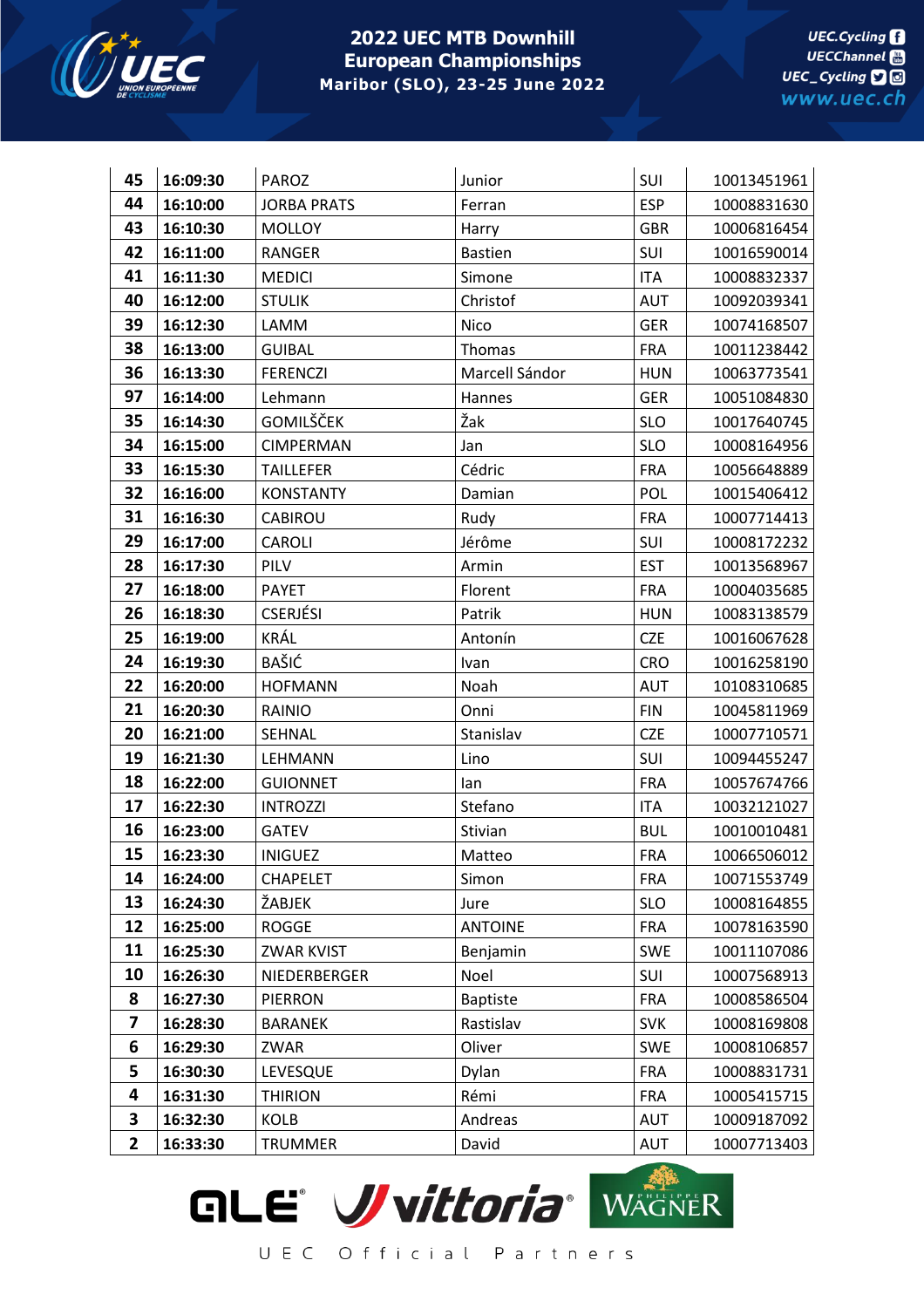| 45 | 16:09:30 | PAROZ | Junior | SUI | 10013451961 |
|---|---|---|---|---|---|
| 44 | 16:10:00 | JORBA PRATS | Ferran | ESP | 10008831630 |
| 43 | 16:10:30 | MOLLOY | Harry | GBR | 10006816454 |
| 42 | 16:11:00 | RANGER | Bastien | SUI | 10016590014 |
| 41 | 16:11:30 | MEDICI | Simone | ITA | 10008832337 |
| 40 | 16:12:00 | STULIK | Christof | AUT | 10092039341 |
| 39 | 16:12:30 | LAMM | Nico | GER | 10074168507 |
| 38 | 16:13:00 | GUIBAL | Thomas | FRA | 10011238442 |
| 36 | 16:13:30 | FERENCZI | Marcell Sándor | HUN | 10063773541 |
| 97 | 16:14:00 | Lehmann | Hannes | GER | 10051084830 |
| 35 | 16:14:30 | GOMILŠČEK | Žak | SLO | 10017640745 |
| 34 | 16:15:00 | CIMPERMAN | Jan | SLO | 10008164956 |
| 33 | 16:15:30 | TAILLEFER | Cédric | FRA | 10056648889 |
| 32 | 16:16:00 | KONSTANTY | Damian | POL | 10015406412 |
| 31 | 16:16:30 | CABIROU | Rudy | FRA | 10007714413 |
| 29 | 16:17:00 | CAROLI | Jérôme | SUI | 10008172232 |
| 28 | 16:17:30 | PILV | Armin | EST | 10013568967 |
| 27 | 16:18:00 | PAYET | Florent | FRA | 10004035685 |
| 26 | 16:18:30 | CSERJÉSI | Patrik | HUN | 10083138579 |
| 25 | 16:19:00 | KRÁL | Antonín | CZE | 10016067628 |
| 24 | 16:19:30 | BAŠIĆ | Ivan | CRO | 10016258190 |
| 22 | 16:20:00 | HOFMANN | Noah | AUT | 10108310685 |
| 21 | 16:20:30 | RAINIO | Onni | FIN | 10045811969 |
| 20 | 16:21:00 | SEHNAL | Stanislav | CZE | 10007710571 |
| 19 | 16:21:30 | LEHMANN | Lino | SUI | 10094455247 |
| 18 | 16:22:00 | GUIONNET | Ian | FRA | 10057674766 |
| 17 | 16:22:30 | INTROZZI | Stefano | ITA | 10032121027 |
| 16 | 16:23:00 | GATEV | Stivian | BUL | 10010010481 |
| 15 | 16:23:30 | INIGUEZ | Matteo | FRA | 10066506012 |
| 14 | 16:24:00 | CHAPELET | Simon | FRA | 10071553749 |
| 13 | 16:24:30 | ŽABJEK | Jure | SLO | 10008164855 |
| 12 | 16:25:00 | ROGGE | ANTOINE | FRA | 10078163590 |
| 11 | 16:25:30 | ZWAR KVIST | Benjamin | SWE | 10011107086 |
| 10 | 16:26:30 | NIEDERBERGER | Noel | SUI | 10007568913 |
| 8 | 16:27:30 | PIERRON | Baptiste | FRA | 10008586504 |
| 7 | 16:28:30 | BARANEK | Rastislav | SVK | 10008169808 |
| 6 | 16:29:30 | ZWAR | Oliver | SWE | 10008106857 |
| 5 | 16:30:30 | LEVESQUE | Dylan | FRA | 10008831731 |
| 4 | 16:31:30 | THIRION | Rémi | FRA | 10005415715 |
| 3 | 16:32:30 | KOLB | Andreas | AUT | 10009187092 |
| 2 | 16:33:30 | TRUMMER | David | AUT | 10007713403 |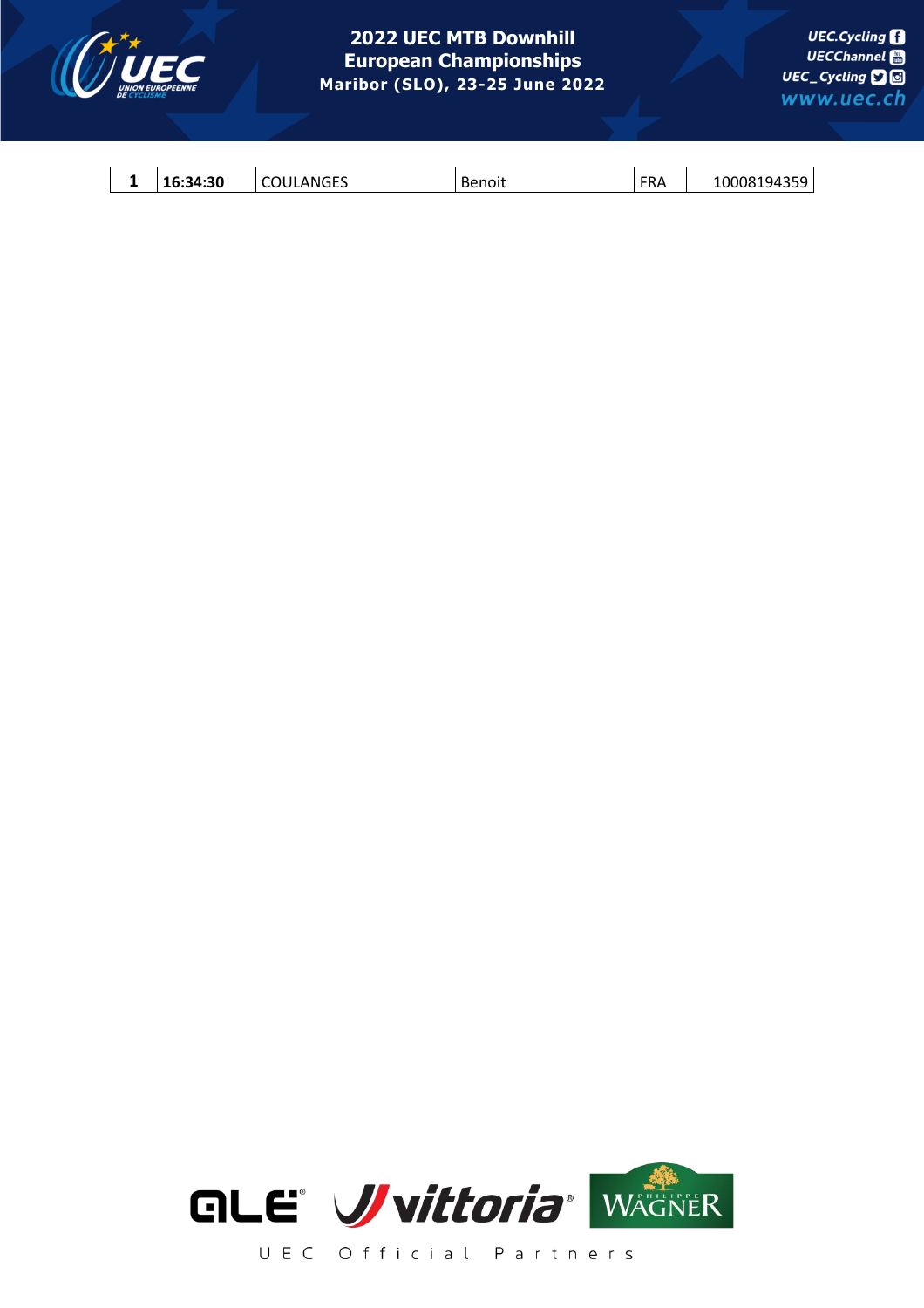| | | | | | |
|---|---|---|---|---|---|
| **1** | **16:34:30** | COULANGES | Benoit | FRA | 10008194359 |